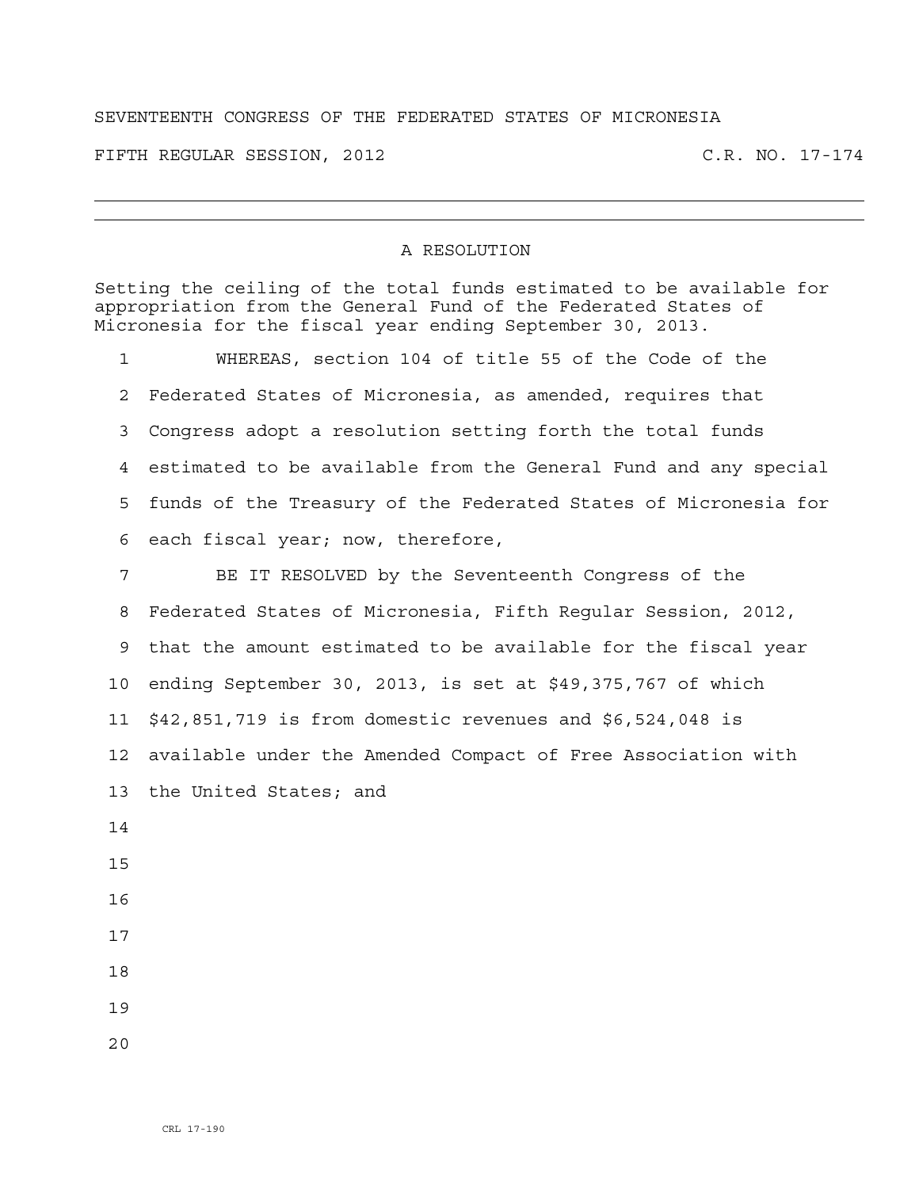SEVENTEENTH CONGRESS OF THE FEDERATED STATES OF MICRONESIA

FIFTH REGULAR SESSION, 2012 C.R. NO. 17-174

---

# A RESOLUTION

Setting the ceiling of the total funds estimated to be available for appropriation from the General Fund of the Federated States of Micronesia for the fiscal year ending September 30, 2013.

WHEREAS, section 104 of title 55 of the Code of the Federated States of Micronesia, as amended, requires that Congress adopt a resolution setting forth the total funds estimated to be available from the General Fund and any special funds of the Treasury of the Federated States of Micronesia for each fiscal year; now, therefore,

BE IT RESOLVED by the Seventeenth Congress of the Federated States of Micronesia, Fifth Regular Session, 2012, that the amount estimated to be available for the fiscal year ending September 30, 2013, is set at $49,375,767 of which $42,851,719 is from domestic revenues and $6,524,048 is available under the Amended Compact of Free Association with the United States; and

CRL 17-190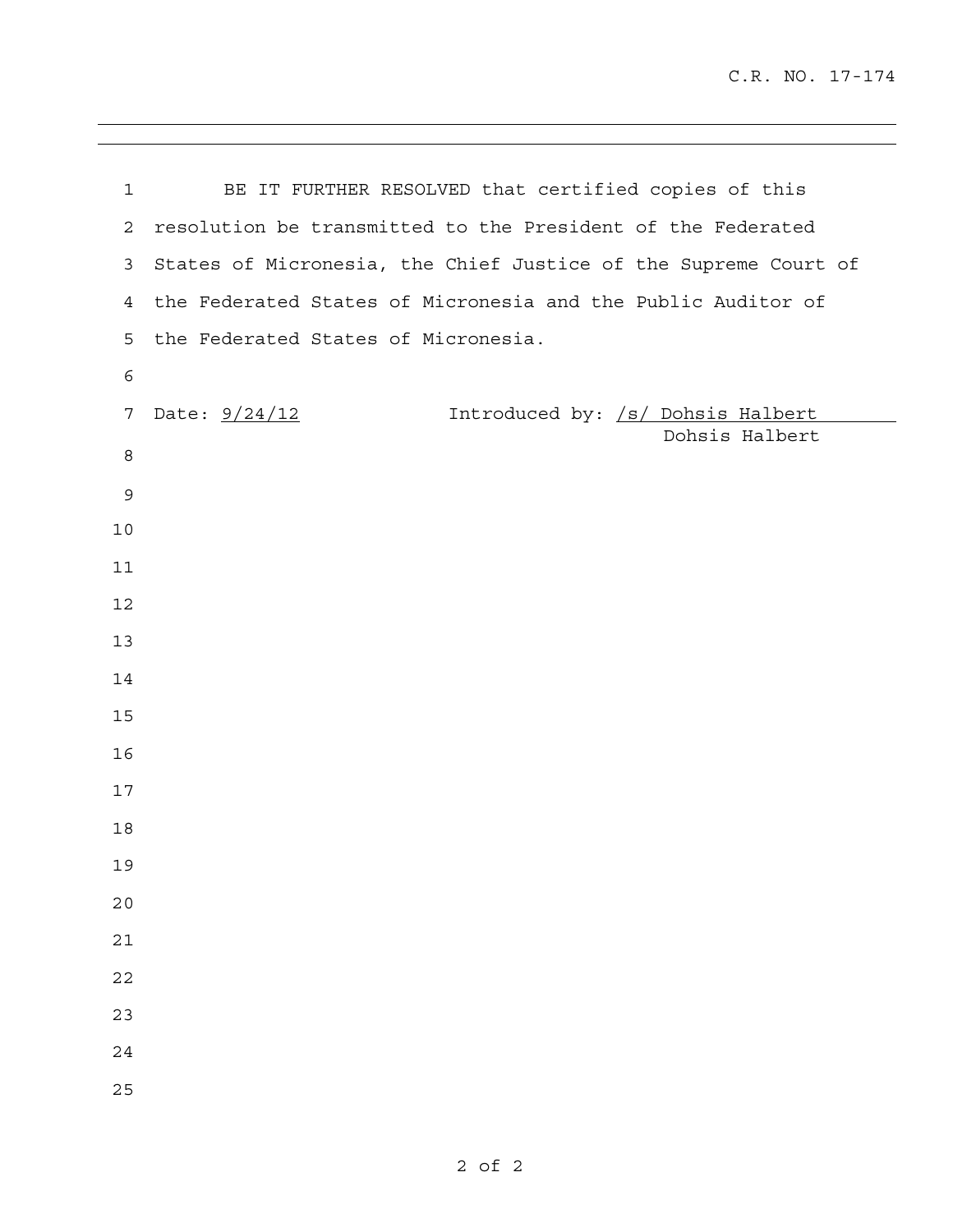BE IT FURTHER RESOLVED that certified copies of this resolution be transmitted to the President of the Federated States of Micronesia, the Chief Justice of the Supreme Court of the Federated States of Micronesia and the Public Auditor of the Federated States of Micronesia.

Date: 9/24/12

Introduced by: /s/ Dohsis Halbert
Dohsis Halbert